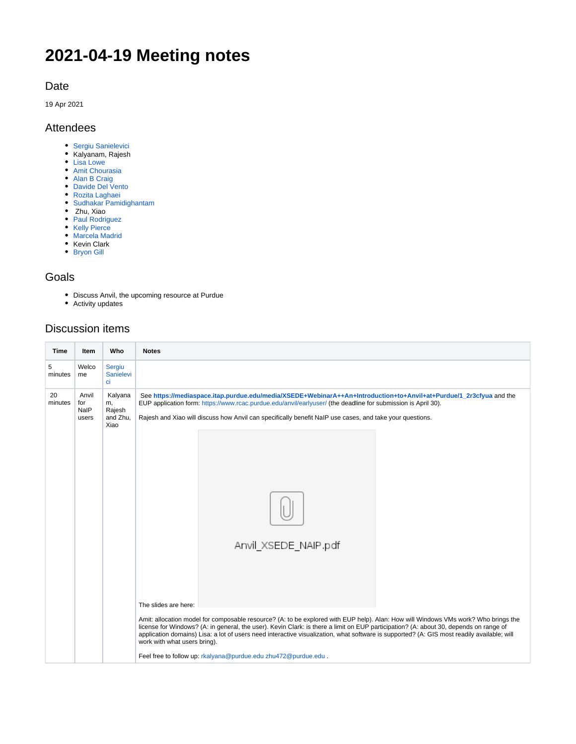# 2021-04-19 Meeting notes

## Date

19 Apr 2021

## Attendees

- Sergiu Sanielevici
- Kalyanam, Rajesh
- Lisa Lowe
- Amit Chourasia
- Alan B Craig
- Davide Del Vento
- Rozita Laghaei
- Sudhakar Pamidighantam
- Zhu, Xiao
- Paul Rodriguez
- Kelly Pierce
- Marcela Madrid
- Kevin Clark
- Bryon Gill

## Goals

- Discuss Anvil, the upcoming resource at Purdue
- Activity updates

## Discussion items

| Time | Item | Who | Notes |
|---|---|---|---|
| 5 minutes | Welcome | Sergiu Sanielevici | |
| 20 minutes | Anvil for NaIP users | Kalyanam, Rajesh and Zhu, Xiao | See **https://mediaspace.itap.purdue.edu/media/XSEDE+WebinarA++An+Introduction+to+Anvil+at+Purdue/1_2r3cfyua** and the EUP application form: https://www.rcac.purdue.edu/anvil/earlyuser/ (the deadline for submission is April 30).<br><br>Rajesh and Xiao will discuss how Anvil can specifically benefit NaIP use cases, and take your questions.<br><br>The slides are here: Anvil_XSEDE_NAIP.pdf<br><br>Amit: allocation model for composable resource? (A: to be explored with EUP help). Alan: How will Windows VMs work? Who brings the license for Windows? (A: in general, the user). Kevin Clark: is there a limit on EUP participation? (A: about 30, depends on range of application domains) Lisa: a lot of users need interactive visualization, what software is supported? (A: GIS most readily available; will work with what users bring).<br><br>Feel free to follow up: rkalyana@purdue.edu zhu472@purdue.edu . |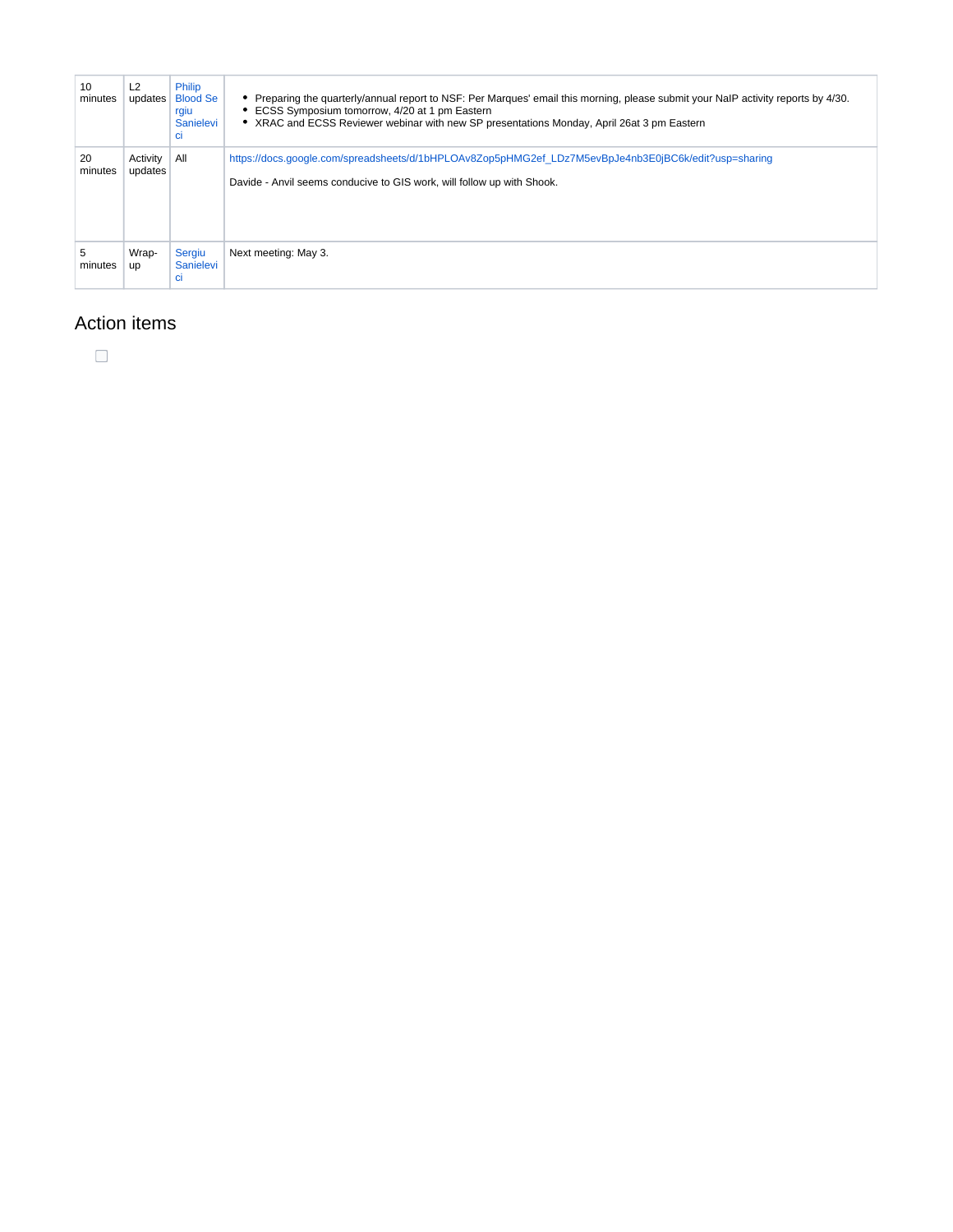| | | | |
|---|---|---|---|
| 10 minutes | L2 updates | Philip Blood Sergiu Sanielevici | • Preparing the quarterly/annual report to NSF: Per Marques' email this morning, please submit your NaIP activity reports by 4/30.<br>• ECSS Symposium tomorrow, 4/20 at 1 pm Eastern<br>• XRAC and ECSS Reviewer webinar with new SP presentations Monday, April 26at 3 pm Eastern |
| 20 minutes | Activity updates | All | https://docs.google.com/spreadsheets/d/1bHPLOAv8Zop5pHMG2ef_LDz7M5evBpJe4nb3E0jBC6k/edit?usp=sharing<br><br>Davide - Anvil seems conducive to GIS work, will follow up with Shook. |
| 5 minutes | Wrap-up | Sergiu Sanielevici | Next meeting: May 3. |

## Action items

- [ ]